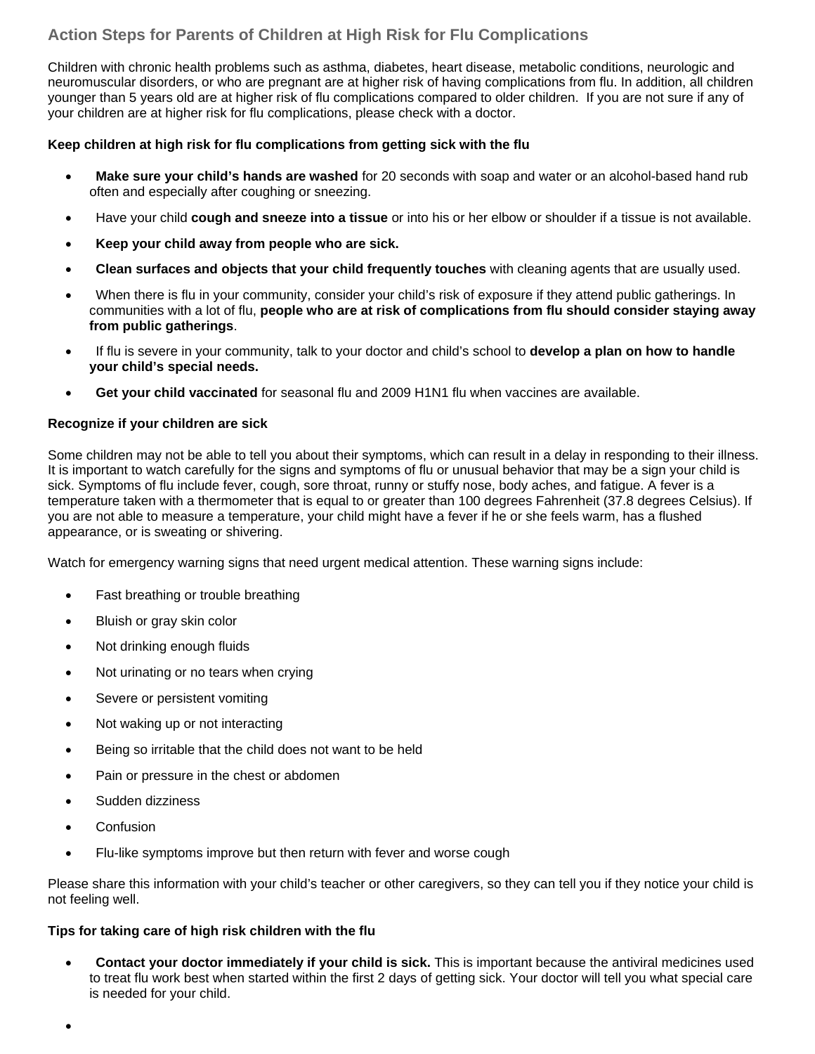## Action Steps for Parents of Children at High Risk for Flu Complications

Children with chronic health problems such as asthma, diabetes, heart disease, metabolic conditions, neurologic and neuromuscular disorders, or who are pregnant are at higher risk of having complications from flu. In addition, all children younger than 5 years old are at higher risk of flu complications compared to older children. If you are not sure if any of your children are at higher risk for flu complications, please check with a doctor.

**Keep children at high risk for flu complications from getting sick with the flu**

- **Make sure your child's hands are washed** for 20 seconds with soap and water or an alcohol-based hand rub often and especially after coughing or sneezing.
- Have your child **cough and sneeze into a tissue** or into his or her elbow or shoulder if a tissue is not available.
- **Keep your child away from people who are sick.**
- **Clean surfaces and objects that your child frequently touches** with cleaning agents that are usually used.
- When there is flu in your community, consider your child's risk of exposure if they attend public gatherings. In communities with a lot of flu, **people who are at risk of complications from flu should consider staying away from public gatherings**.
- If flu is severe in your community, talk to your doctor and child's school to **develop a plan on how to handle your child's special needs.**
- **Get your child vaccinated** for seasonal flu and 2009 H1N1 flu when vaccines are available.

**Recognize if your children are sick**

Some children may not be able to tell you about their symptoms, which can result in a delay in responding to their illness. It is important to watch carefully for the signs and symptoms of flu or unusual behavior that may be a sign your child is sick. Symptoms of flu include fever, cough, sore throat, runny or stuffy nose, body aches, and fatigue. A fever is a temperature taken with a thermometer that is equal to or greater than 100 degrees Fahrenheit (37.8 degrees Celsius). If you are not able to measure a temperature, your child might have a fever if he or she feels warm, has a flushed appearance, or is sweating or shivering.

Watch for emergency warning signs that need urgent medical attention. These warning signs include:

- Fast breathing or trouble breathing
- Bluish or gray skin color
- Not drinking enough fluids
- Not urinating or no tears when crying
- Severe or persistent vomiting
- Not waking up or not interacting
- Being so irritable that the child does not want to be held
- Pain or pressure in the chest or abdomen
- Sudden dizziness
- Confusion
- Flu-like symptoms improve but then return with fever and worse cough

Please share this information with your child's teacher or other caregivers, so they can tell you if they notice your child is not feeling well.

**Tips for taking care of high risk children with the flu**

- **Contact your doctor immediately if your child is sick.** This is important because the antiviral medicines used to treat flu work best when started within the first 2 days of getting sick. Your doctor will tell you what special care is needed for your child.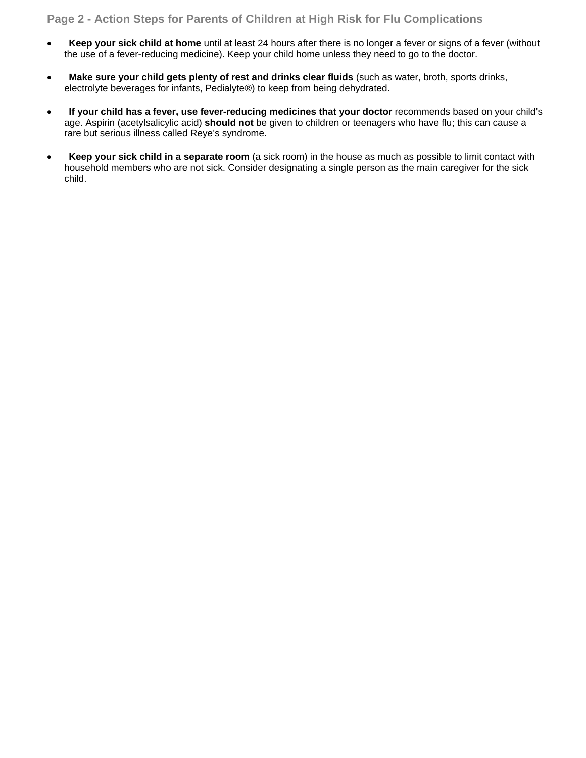## Page 2 - Action Steps for Parents of Children at High Risk for Flu Complications

- **Keep your sick child at home** until at least 24 hours after there is no longer a fever or signs of a fever (without the use of a fever-reducing medicine). Keep your child home unless they need to go to the doctor.

- **Make sure your child gets plenty of rest and drinks clear fluids** (such as water, broth, sports drinks, electrolyte beverages for infants, Pedialyte®) to keep from being dehydrated.

- **If your child has a fever, use fever-reducing medicines that your doctor** recommends based on your child's age. Aspirin (acetylsalicylic acid) **should not** be given to children or teenagers who have flu; this can cause a rare but serious illness called Reye's syndrome.

- **Keep your sick child in a separate room** (a sick room) in the house as much as possible to limit contact with household members who are not sick. Consider designating a single person as the main caregiver for the sick child.